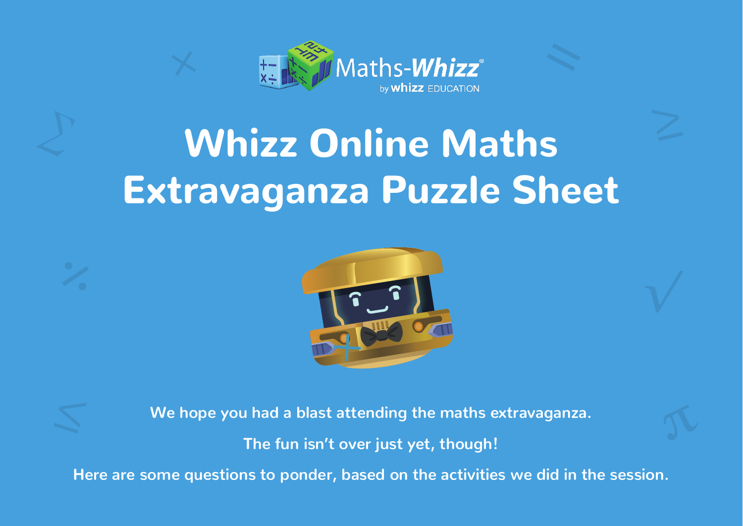# Whizz Online Maths Extravaganza Puzzle Sheet

We hope you had a blast attending the maths extravaganza.

The fun isn't over just yet, though!

Here are some questions to ponder, based on the activities we did in the session.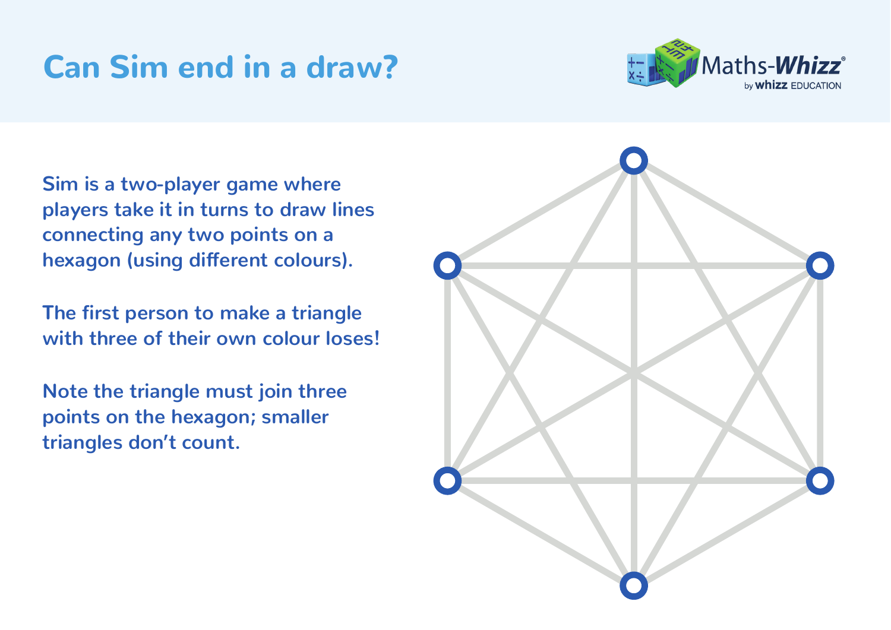# Can Sim end in a draw?

Sim is a two-player game where players take it in turns to draw lines connecting any two points on a hexagon (using different colours).

The first person to make a triangle with three of their own colour loses!

Note the triangle must join three points on the hexagon; smaller triangles don't count.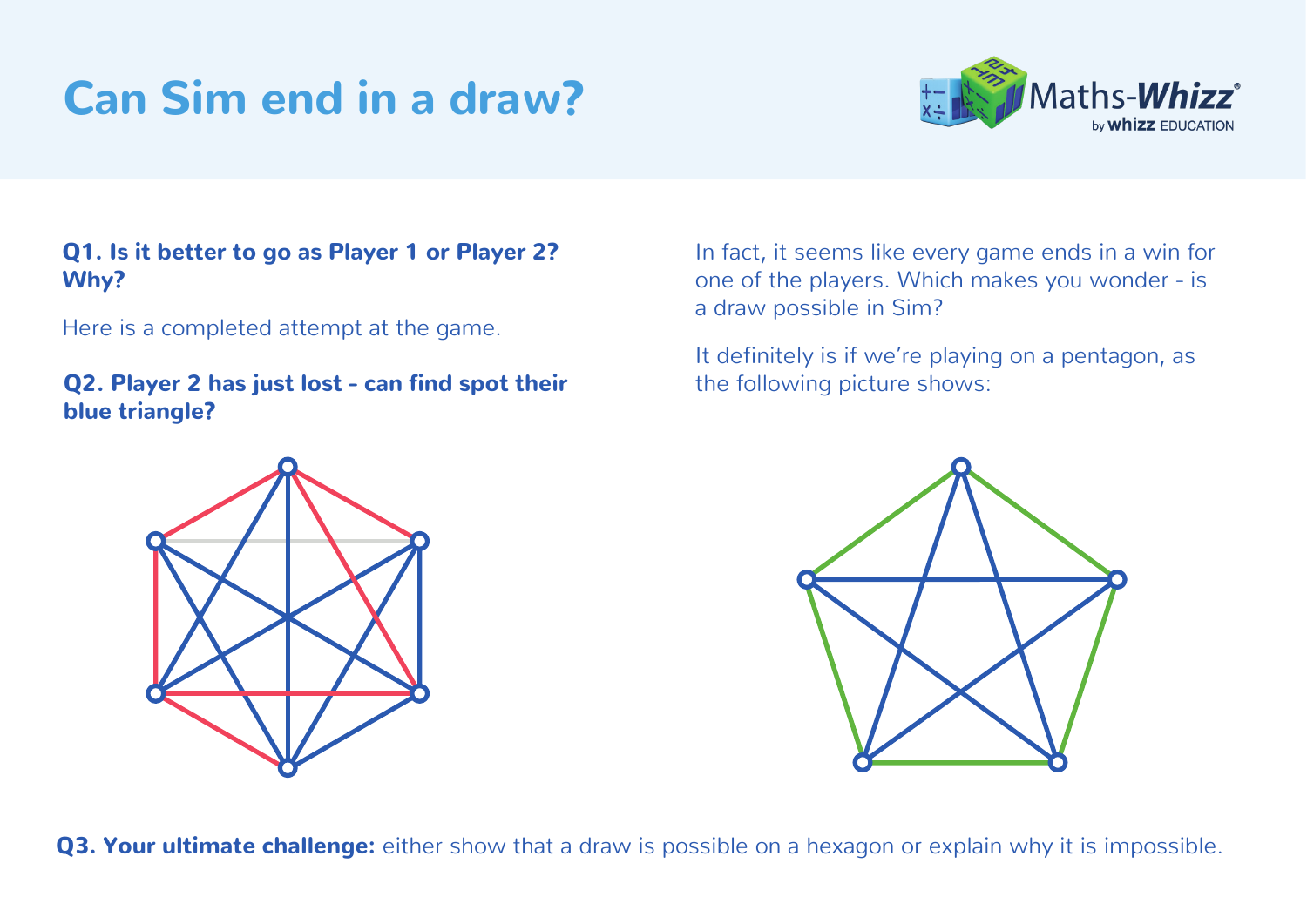# Can Sim end in a draw?

**Q1. Is it better to go as Player 1 or Player 2? Why?**

Here is a completed attempt at the game.

**Q2. Player 2 has just lost - can find spot their blue triangle?**

In fact, it seems like every game ends in a win for one of the players. Which makes you wonder - is a draw possible in Sim?

It definitely is if we're playing on a pentagon, as the following picture shows:

**Q3. Your ultimate challenge:** either show that a draw is possible on a hexagon or explain why it is impossible.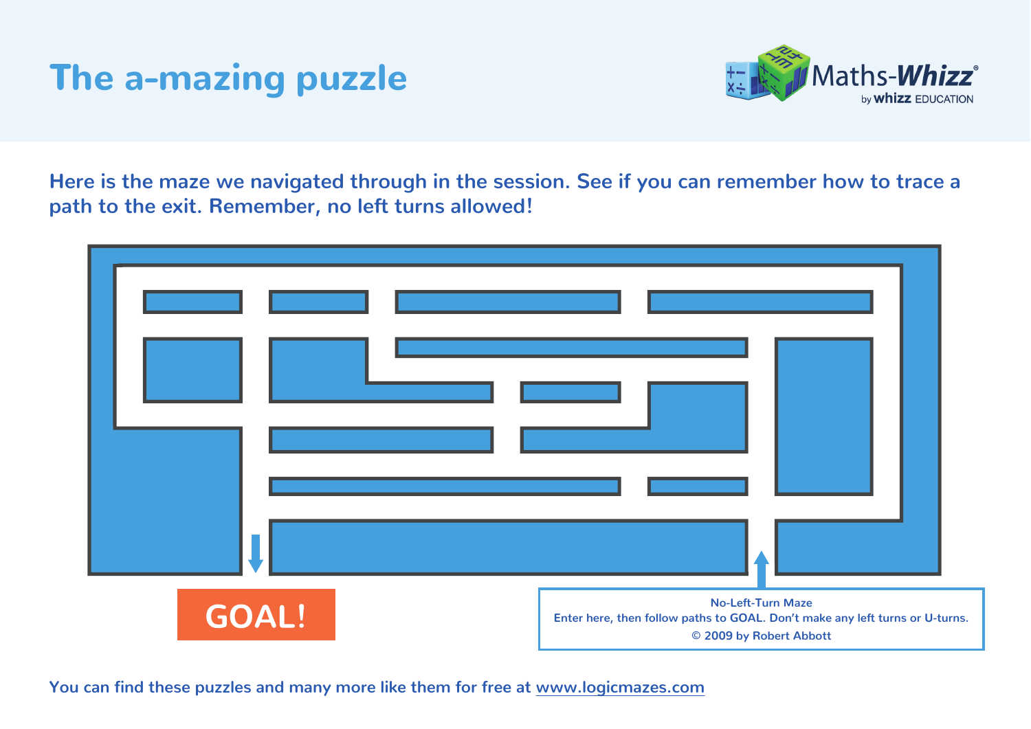# The a-mazing puzzle

Here is the maze we navigated through in the session. See if you can remember how to trace a path to the exit. Remember, no left turns allowed!

GOAL!

No-Left-Turn Maze
Enter here, then follow paths to GOAL. Don't make any left turns or U-turns.
© 2009 by Robert Abbott

You can find these puzzles and many more like them for free at www.logicmazes.com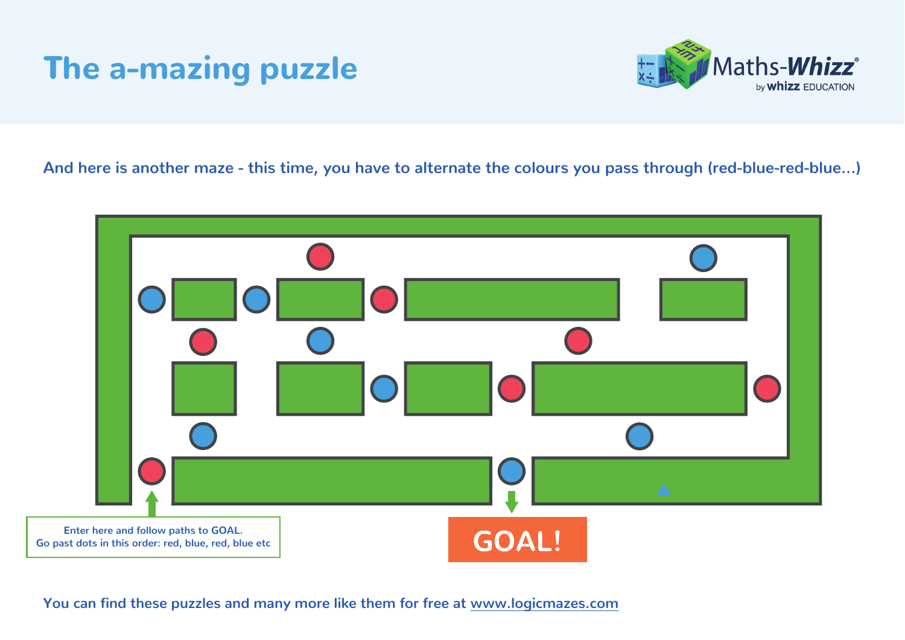# The a-mazing puzzle

Maths-Whizz by whizz EDUCATION

And here is another maze - this time, you have to alternate the colours you pass through (red-blue-red-blue...)

Enter here and follow paths to GOAL.
Go past dots in this order: red, blue, red, blue etc

GOAL!

You can find these puzzles and many more like them for free at www.logicmazes.com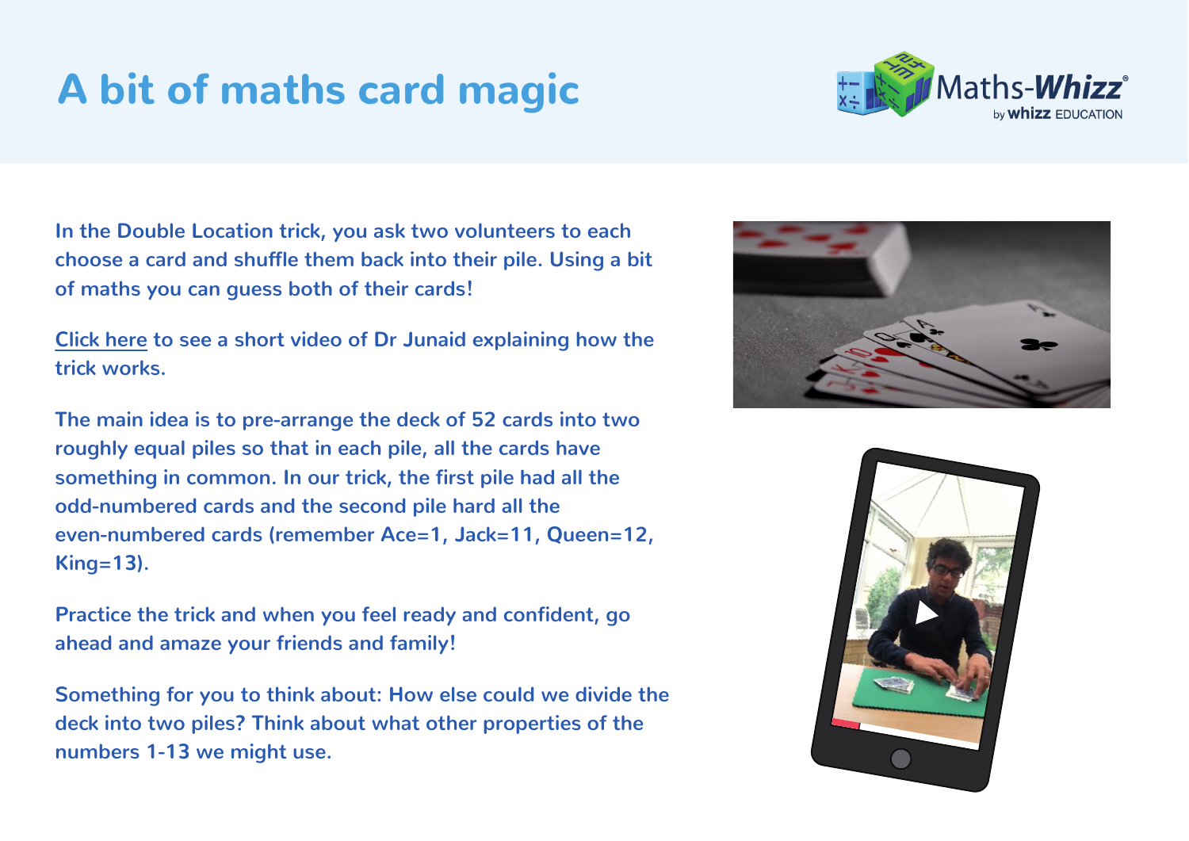# A bit of maths card magic

In the Double Location trick, you ask two volunteers to each choose a card and shuffle them back into their pile. Using a bit of maths you can guess both of their cards!

Click here to see a short video of Dr Junaid explaining how the trick works.

The main idea is to pre-arrange the deck of 52 cards into two roughly equal piles so that in each pile, all the cards have something in common. In our trick, the first pile had all the odd-numbered cards and the second pile hard all the even-numbered cards (remember Ace=1, Jack=11, Queen=12, King=13).

Practice the trick and when you feel ready and confident, go ahead and amaze your friends and family!

Something for you to think about: How else could we divide the deck into two piles? Think about what other properties of the numbers 1-13 we might use.